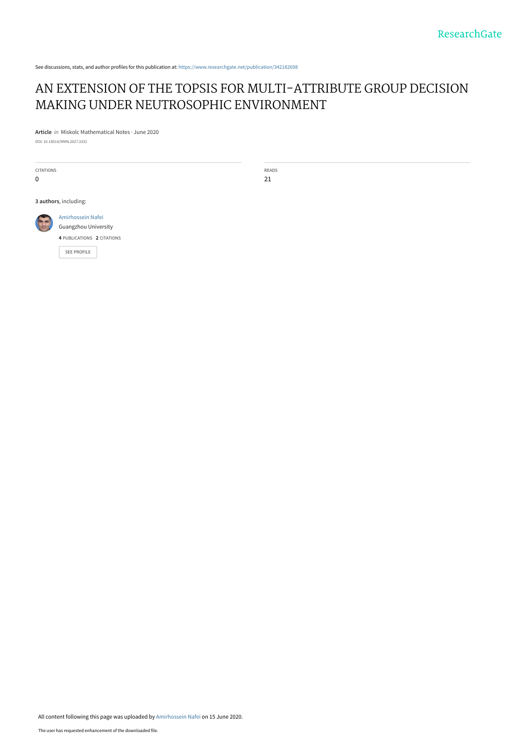See discussions, stats, and author profiles for this publication at: https://www.researchgate.net/publication/342182698

# AN EXTENSION OF THE TOPSIS FOR MULTI-ATTRIBUTE GROUP DECISION MAKING UNDER NEUTROSOPHIC ENVIRONMENT

**Article** *in* Miskolc Mathematical Notes · June 2020

DOI: 10.18514/MMN.2027.3332

| CITATIONS | READS |
| --- | --- |
| 0 | 21 |

**3 authors**, including:

Amirhossein Nafei
Guangzhou University
**4** PUBLICATIONS **2** CITATIONS

SEE PROFILE

All content following this page was uploaded by Amirhossein Nafei on 15 June 2020.

The user has requested enhancement of the downloaded file.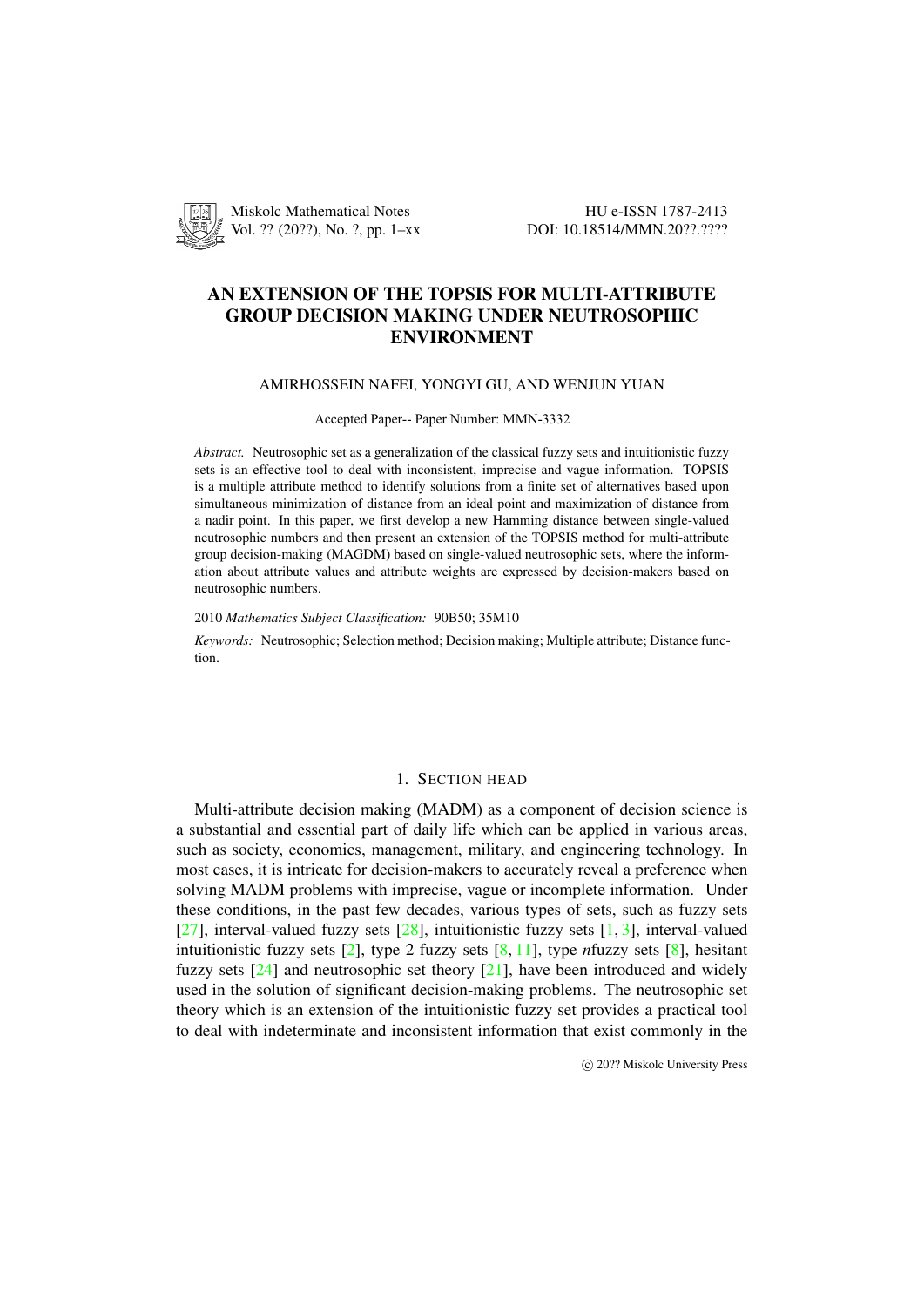# AN EXTENSION OF THE TOPSIS FOR MULTI-ATTRIBUTE GROUP DECISION MAKING UNDER NEUTROSOPHIC ENVIRONMENT

AMIRHOSSEIN NAFEI, YONGYI GU, AND WENJUN YUAN

Accepted Paper-- Paper Number: MMN-3332

*Abstract.* Neutrosophic set as a generalization of the classical fuzzy sets and intuitionistic fuzzy sets is an effective tool to deal with inconsistent, imprecise and vague information. TOPSIS is a multiple attribute method to identify solutions from a finite set of alternatives based upon simultaneous minimization of distance from an ideal point and maximization of distance from a nadir point. In this paper, we first develop a new Hamming distance between single-valued neutrosophic numbers and then present an extension of the TOPSIS method for multi-attribute group decision-making (MAGDM) based on single-valued neutrosophic sets, where the information about attribute values and attribute weights are expressed by decision-makers based on neutrosophic numbers.

2010 *Mathematics Subject Classification:* 90B50; 35M10

*Keywords:* Neutrosophic; Selection method; Decision making; Multiple attribute; Distance function.

## 1. SECTION HEAD

Multi-attribute decision making (MADM) as a component of decision science is a substantial and essential part of daily life which can be applied in various areas, such as society, economics, management, military, and engineering technology. In most cases, it is intricate for decision-makers to accurately reveal a preference when solving MADM problems with imprecise, vague or incomplete information. Under these conditions, in the past few decades, various types of sets, such as fuzzy sets [27], interval-valued fuzzy sets [28], intuitionistic fuzzy sets [1, 3], interval-valued intuitionistic fuzzy sets [2], type 2 fuzzy sets [8, 11], type *n*fuzzy sets [8], hesitant fuzzy sets [24] and neutrosophic set theory [21], have been introduced and widely used in the solution of significant decision-making problems. The neutrosophic set theory which is an extension of the intuitionistic fuzzy set provides a practical tool to deal with indeterminate and inconsistent information that exist commonly in the

© 20?? Miskolc University Press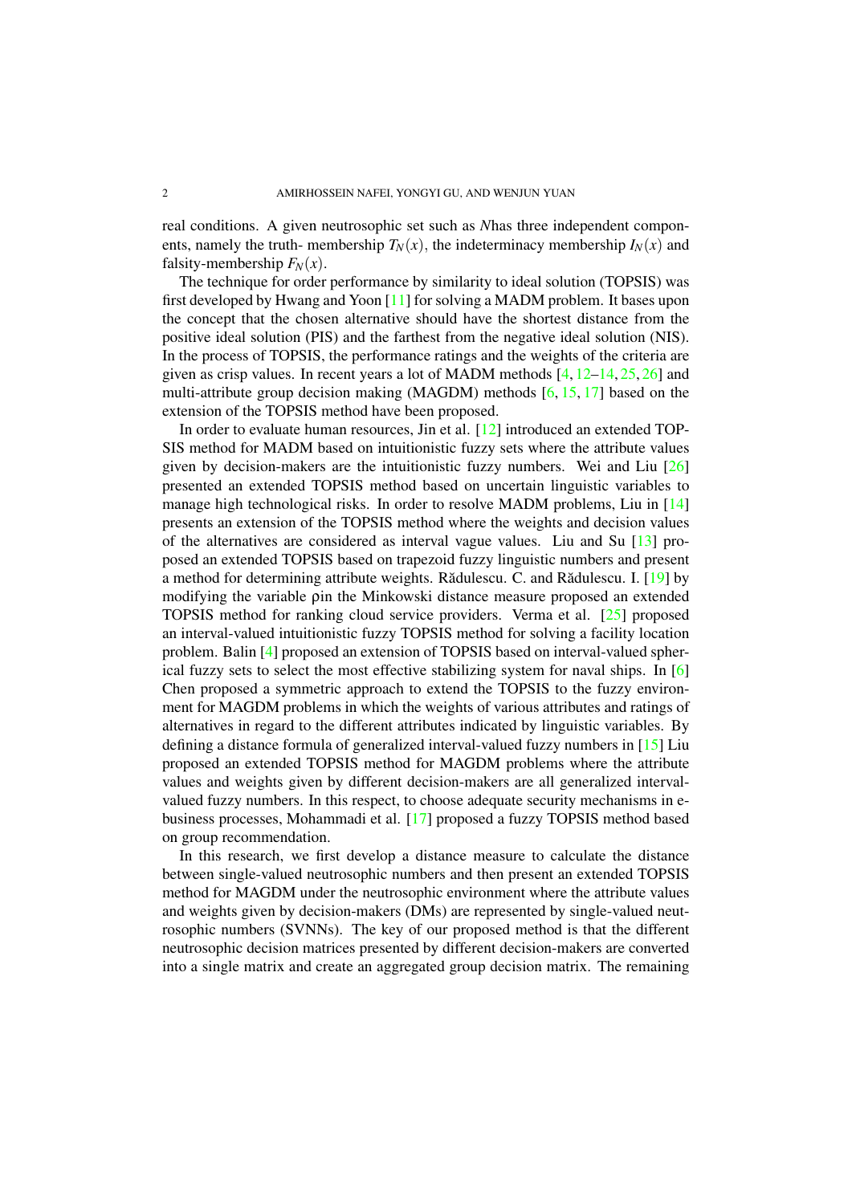real conditions. A given neutrosophic set such as $N$has three independent components, namely the truth- membership $T_N(x)$, the indeterminacy membership $I_N(x)$ and falsity-membership $F_N(x)$.

The technique for order performance by similarity to ideal solution (TOPSIS) was first developed by Hwang and Yoon [11] for solving a MADM problem. It bases upon the concept that the chosen alternative should have the shortest distance from the positive ideal solution (PIS) and the farthest from the negative ideal solution (NIS). In the process of TOPSIS, the performance ratings and the weights of the criteria are given as crisp values. In recent years a lot of MADM methods [4, 12–14, 25, 26] and multi-attribute group decision making (MAGDM) methods [6, 15, 17] based on the extension of the TOPSIS method have been proposed.

In order to evaluate human resources, Jin et al. [12] introduced an extended TOPSIS method for MADM based on intuitionistic fuzzy sets where the attribute values given by decision-makers are the intuitionistic fuzzy numbers. Wei and Liu [26] presented an extended TOPSIS method based on uncertain linguistic variables to manage high technological risks. In order to resolve MADM problems, Liu in [14] presents an extension of the TOPSIS method where the weights and decision values of the alternatives are considered as interval vague values. Liu and Su [13] proposed an extended TOPSIS based on trapezoid fuzzy linguistic numbers and present a method for determining attribute weights. Rădulescu. C. and Rădulescu. I. [19] by modifying the variable $\rho$in the Minkowski distance measure proposed an extended TOPSIS method for ranking cloud service providers. Verma et al. [25] proposed an interval-valued intuitionistic fuzzy TOPSIS method for solving a facility location problem. Balin [4] proposed an extension of TOPSIS based on interval-valued spherical fuzzy sets to select the most effective stabilizing system for naval ships. In [6] Chen proposed a symmetric approach to extend the TOPSIS to the fuzzy environment for MAGDM problems in which the weights of various attributes and ratings of alternatives in regard to the different attributes indicated by linguistic variables. By defining a distance formula of generalized interval-valued fuzzy numbers in [15] Liu proposed an extended TOPSIS method for MAGDM problems where the attribute values and weights given by different decision-makers are all generalized interval-valued fuzzy numbers. In this respect, to choose adequate security mechanisms in e-business processes, Mohammadi et al. [17] proposed a fuzzy TOPSIS method based on group recommendation.

In this research, we first develop a distance measure to calculate the distance between single-valued neutrosophic numbers and then present an extended TOPSIS method for MAGDM under the neutrosophic environment where the attribute values and weights given by decision-makers (DMs) are represented by single-valued neutrosophic numbers (SVNNs). The key of our proposed method is that the different neutrosophic decision matrices presented by different decision-makers are converted into a single matrix and create an aggregated group decision matrix. The remaining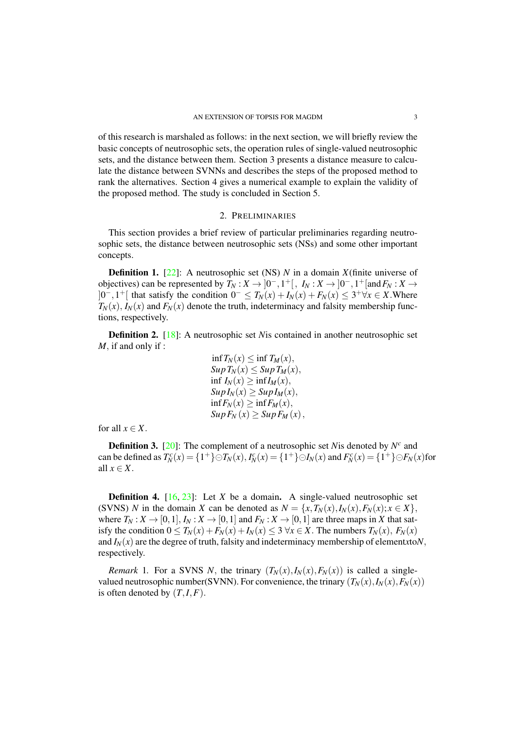of this research is marshaled as follows: in the next section, we will briefly review the basic concepts of neutrosophic sets, the operation rules of single-valued neutrosophic sets, and the distance between them. Section 3 presents a distance measure to calculate the distance between SVNNs and describes the steps of the proposed method to rank the alternatives. Section 4 gives a numerical example to explain the validity of the proposed method. The study is concluded in Section 5.

## 2. Preliminaries

This section provides a brief review of particular preliminaries regarding neutrosophic sets, the distance between neutrosophic sets (NSs) and some other important concepts.

**Definition 1.** [22]: A neutrosophic set (NS) $N$ in a domain $X$(finite universe of objectives) can be represented by $T_N : X \rightarrow ]0^-, 1^+[,\ I_N : X \rightarrow ]0^-, 1^+[$ and $F_N : X \rightarrow ]0^-, 1^+[$ that satisfy the condition $0^- \leq T_N(x) + I_N(x) + F_N(x) \leq 3^+ \forall x \in X$.Where $T_N(x)$, $I_N(x)$ and $F_N(x)$ denote the truth, indeterminacy and falsity membership functions, respectively.

**Definition 2.** [18]: A neutrosophic set $N$is contained in another neutrosophic set $M$, if and only if :

$$
\begin{aligned}
&\inf T_N(x) \leq \inf T_M(x),\\
&Sup\, T_N(x) \leq Sup\, T_M(x),\\
&\inf\, I_N(x) \geq \inf I_M(x),\\
&Sup\, I_N(x) \geq Sup\, I_M(x),\\
&\inf F_N(x) \geq \inf F_M(x),\\
&Sup\, F_N(x) \geq Sup\, F_M(x),
\end{aligned}
$$

for all $x \in X$.

**Definition 3.** [20]: The complement of a neutrosophic set $N$is denoted by $N^c$ and can be defined as $T_N^c(x) = \{1^+\} \ominus T_N(x)$, $I_N^c(x) = \{1^+\} \ominus I_N(x)$ and $F_N^c(x) = \{1^+\} \ominus F_N(x)$for all $x \in X$.

**Definition 4.** [16, 23]: Let $X$ be a domain. A single-valued neutrosophic set (SVNS) $N$ in the domain $X$ can be denoted as $N = \{x, T_N(x), I_N(x), F_N(x); x \in X\}$, where $T_N : X \rightarrow [0,1]$, $I_N : X \rightarrow [0,1]$ and $F_N : X \rightarrow [0,1]$ are three maps in $X$ that satisfy the condition $0 \leq T_N(x) + F_N(x) + I_N(x) \leq 3\ \forall x \in X$. The numbers $T_N(x)$, $F_N(x)$ and $I_N(x)$ are the degree of truth, falsity and indeterminacy membership of element$x$to$N$, respectively.

*Remark* 1. For a SVNS $N$, the trinary $(T_N(x), I_N(x), F_N(x))$ is called a single-valued neutrosophic number(SVNN). For convenience, the trinary $(T_N(x), I_N(x), F_N(x))$ is often denoted by $(T, I, F)$.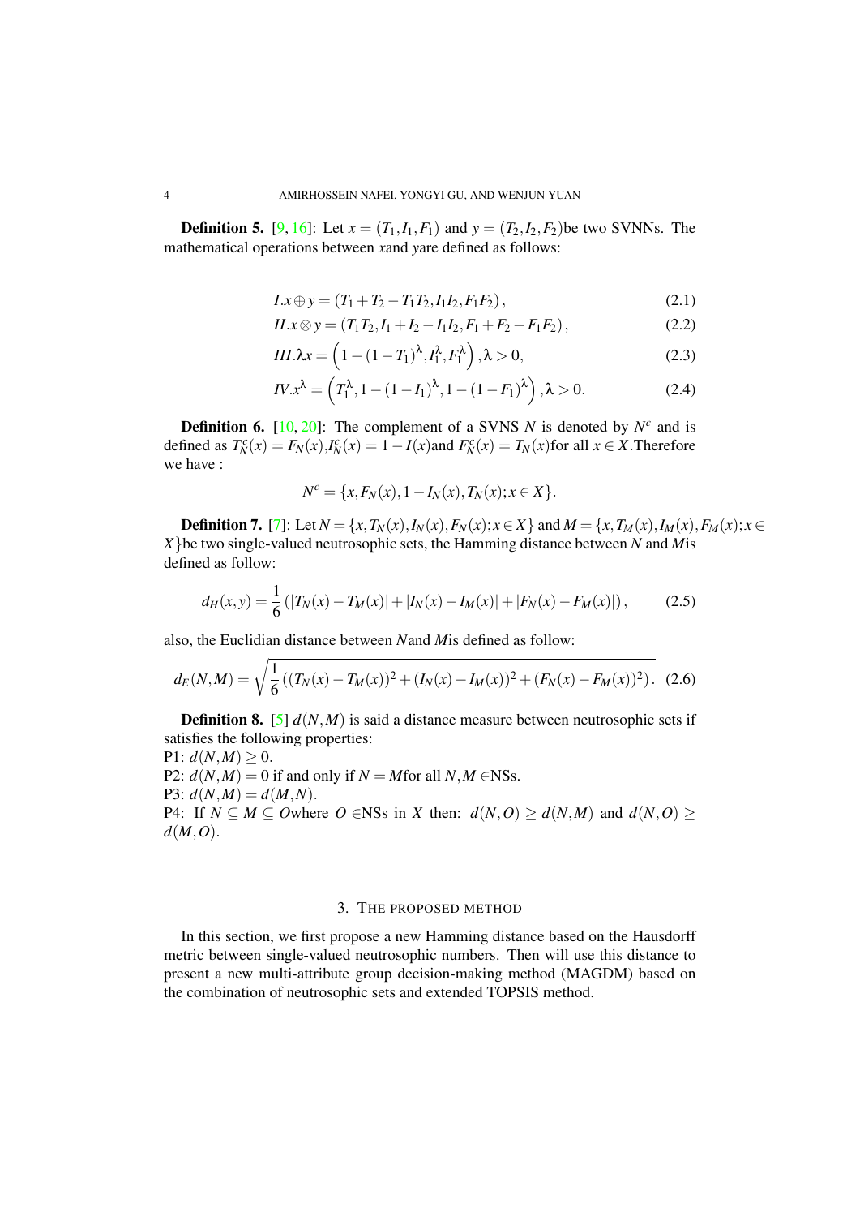**Definition 5.** [9, 16]: Let $x = (T_1, I_1, F_1)$ and $y = (T_2, I_2, F_2)$be two SVNNs. The mathematical operations between $x$and $y$are defined as follows:

$$I.x \oplus y = (T_1 + T_2 - T_1T_2, I_1I_2, F_1F_2), \tag{2.1}$$

$$II.x \otimes y = (T_1T_2, I_1 + I_2 - I_1I_2, F_1 + F_2 - F_1F_2), \tag{2.2}$$

$$III.\lambda x = \left(1 - (1 - T_1)^\lambda, I_1^\lambda, F_1^\lambda\right), \lambda > 0, \tag{2.3}$$

$$IV.x^\lambda = \left(T_1^\lambda, 1 - (1 - I_1)^\lambda, 1 - (1 - F_1)^\lambda\right), \lambda > 0. \tag{2.4}$$

**Definition 6.** [10, 20]: The complement of a SVNS $N$ is denoted by $N^c$ and is defined as $T_N^c(x) = F_N(x)$,$I_N^c(x) = 1 - I(x)$and $F_N^c(x) = T_N(x)$for all $x \in X$.Therefore we have :

$$N^c = \{x, F_N(x), 1 - I_N(x), T_N(x); x \in X\}.$$

**Definition 7.** [7]: Let $N = \{x, T_N(x), I_N(x), F_N(x); x \in X\}$ and $M = \{x, T_M(x), I_M(x), F_M(x); x \in X\}$be two single-valued neutrosophic sets, the Hamming distance between $N$ and $M$is defined as follow:

$$d_H(x,y) = \frac{1}{6}\left(|T_N(x) - T_M(x)| + |I_N(x) - I_M(x)| + |F_N(x) - F_M(x)|\right), \tag{2.5}$$

also, the Euclidian distance between $N$and $M$is defined as follow:

$$d_E(N,M) = \sqrt{\frac{1}{6}\left((T_N(x) - T_M(x))^2 + (I_N(x) - I_M(x))^2 + (F_N(x) - F_M(x))^2\right)}. \tag{2.6}$$

**Definition 8.** [5] $d(N,M)$ is said a distance measure between neutrosophic sets if satisfies the following properties:

P1: $d(N,M) \geq 0$.

P2: $d(N,M) = 0$ if and only if $N = M$for all $N,M \in$NSs.

P3: $d(N,M) = d(M,N)$.

P4: If $N \subseteq M \subseteq O$where $O \in$NSs in $X$ then: $d(N,O) \geq d(N,M)$ and $d(N,O) \geq d(M,O)$.

## 3. The proposed method

In this section, we first propose a new Hamming distance based on the Hausdorff metric between single-valued neutrosophic numbers. Then will use this distance to present a new multi-attribute group decision-making method (MAGDM) based on the combination of neutrosophic sets and extended TOPSIS method.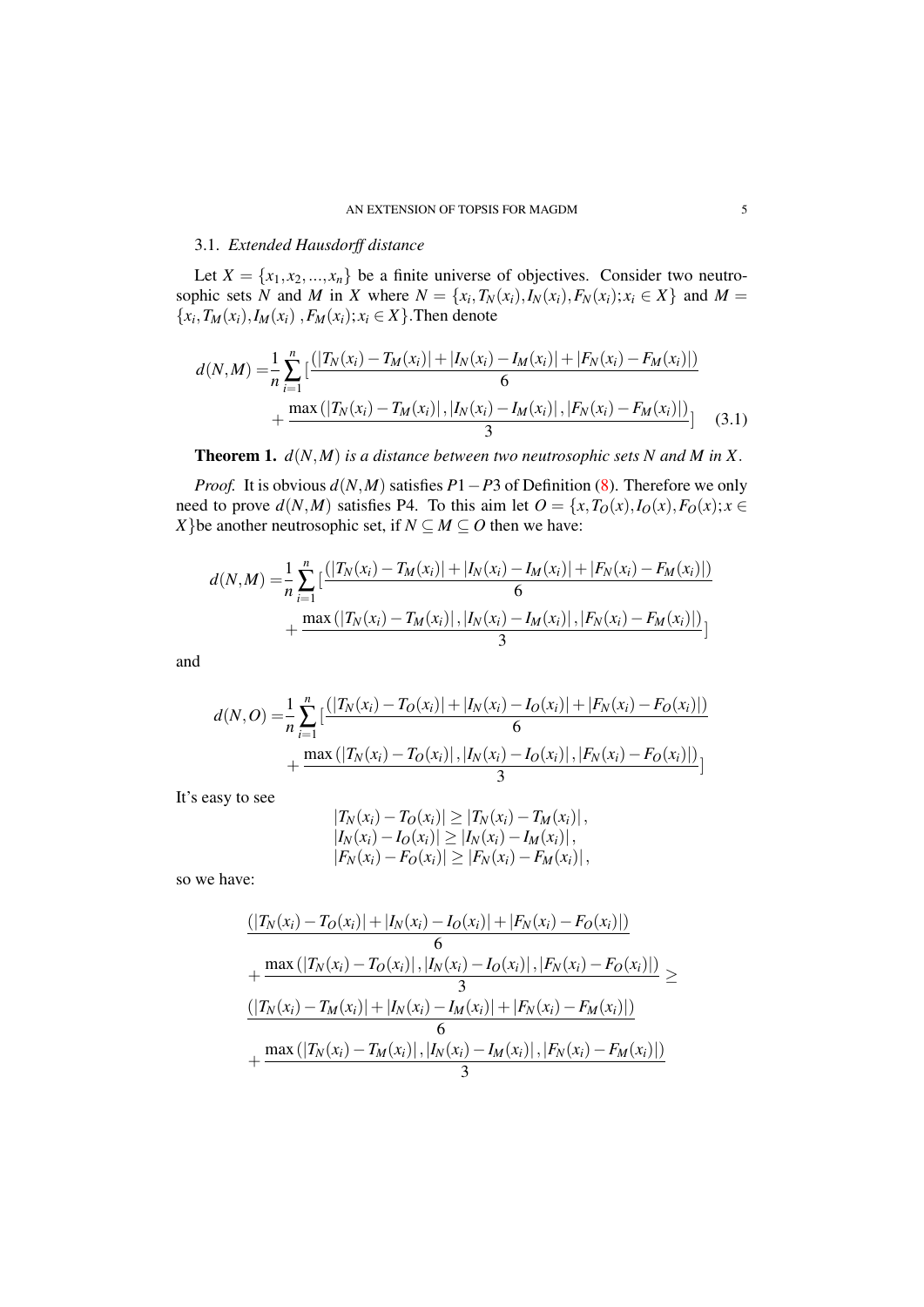### 3.1. *Extended Hausdorff distance*

Let $X = \{x_1, x_2, ..., x_n\}$ be a finite universe of objectives. Consider two neutrosophic sets $N$ and $M$ in $X$ where $N = \{x_i, T_N(x_i), I_N(x_i), F_N(x_i); x_i \in X\}$ and $M = \{x_i, T_M(x_i), I_M(x_i), F_M(x_i); x_i \in X\}$. Then denote

$$
\begin{aligned}
d(N,M) = &\frac{1}{n}\sum_{i=1}^{n}\Big[\frac{(|T_N(x_i)-T_M(x_i)|+|I_N(x_i)-I_M(x_i)|+|F_N(x_i)-F_M(x_i)|)}{6} \\
&+\frac{\max\left(|T_N(x_i)-T_M(x_i)|,|I_N(x_i)-I_M(x_i)|,|F_N(x_i)-F_M(x_i)|\right)}{3}\Big] \qquad (3.1)
\end{aligned}
$$

**Theorem 1.** *$d(N,M)$ is a distance between two neutrosophic sets $N$ and $M$ in $X$.*

*Proof.* It is obvious $d(N,M)$ satisfies $P1-P3$ of Definition (8). Therefore we only need to prove $d(N,M)$ satisfies P4. To this aim let $O = \{x, T_O(x), I_O(x), F_O(x); x \in X\}$ be another neutrosophic set, if $N \subseteq M \subseteq O$ then we have:

$$
\begin{aligned}
d(N,M) = &\frac{1}{n}\sum_{i=1}^{n}\Big[\frac{(|T_N(x_i)-T_M(x_i)|+|I_N(x_i)-I_M(x_i)|+|F_N(x_i)-F_M(x_i)|)}{6} \\
&+\frac{\max\left(|T_N(x_i)-T_M(x_i)|,|I_N(x_i)-I_M(x_i)|,|F_N(x_i)-F_M(x_i)|\right)}{3}\Big]
\end{aligned}
$$

and

$$
\begin{aligned}
d(N,O) = &\frac{1}{n}\sum_{i=1}^{n}\Big[\frac{(|T_N(x_i)-T_O(x_i)|+|I_N(x_i)-I_O(x_i)|+|F_N(x_i)-F_O(x_i)|)}{6} \\
&+\frac{\max\left(|T_N(x_i)-T_O(x_i)|,|I_N(x_i)-I_O(x_i)|,|F_N(x_i)-F_O(x_i)|\right)}{3}\Big]
\end{aligned}
$$

It's easy to see

$$
\begin{aligned}
&|T_N(x_i)-T_O(x_i)| \geq |T_N(x_i)-T_M(x_i)|, \\
&|I_N(x_i)-I_O(x_i)| \geq |I_N(x_i)-I_M(x_i)|, \\
&|F_N(x_i)-F_O(x_i)| \geq |F_N(x_i)-F_M(x_i)|,
\end{aligned}
$$

so we have:

$$
\begin{aligned}
&\frac{(|T_N(x_i)-T_O(x_i)|+|I_N(x_i)-I_O(x_i)|+|F_N(x_i)-F_O(x_i)|)}{6} \\
&+\frac{\max\left(|T_N(x_i)-T_O(x_i)|,|I_N(x_i)-I_O(x_i)|,|F_N(x_i)-F_O(x_i)|\right)}{3} \geq \\
&\frac{(|T_N(x_i)-T_M(x_i)|+|I_N(x_i)-I_M(x_i)|+|F_N(x_i)-F_M(x_i)|)}{6} \\
&+\frac{\max\left(|T_N(x_i)-T_M(x_i)|,|I_N(x_i)-I_M(x_i)|,|F_N(x_i)-F_M(x_i)|\right)}{3}
\end{aligned}
$$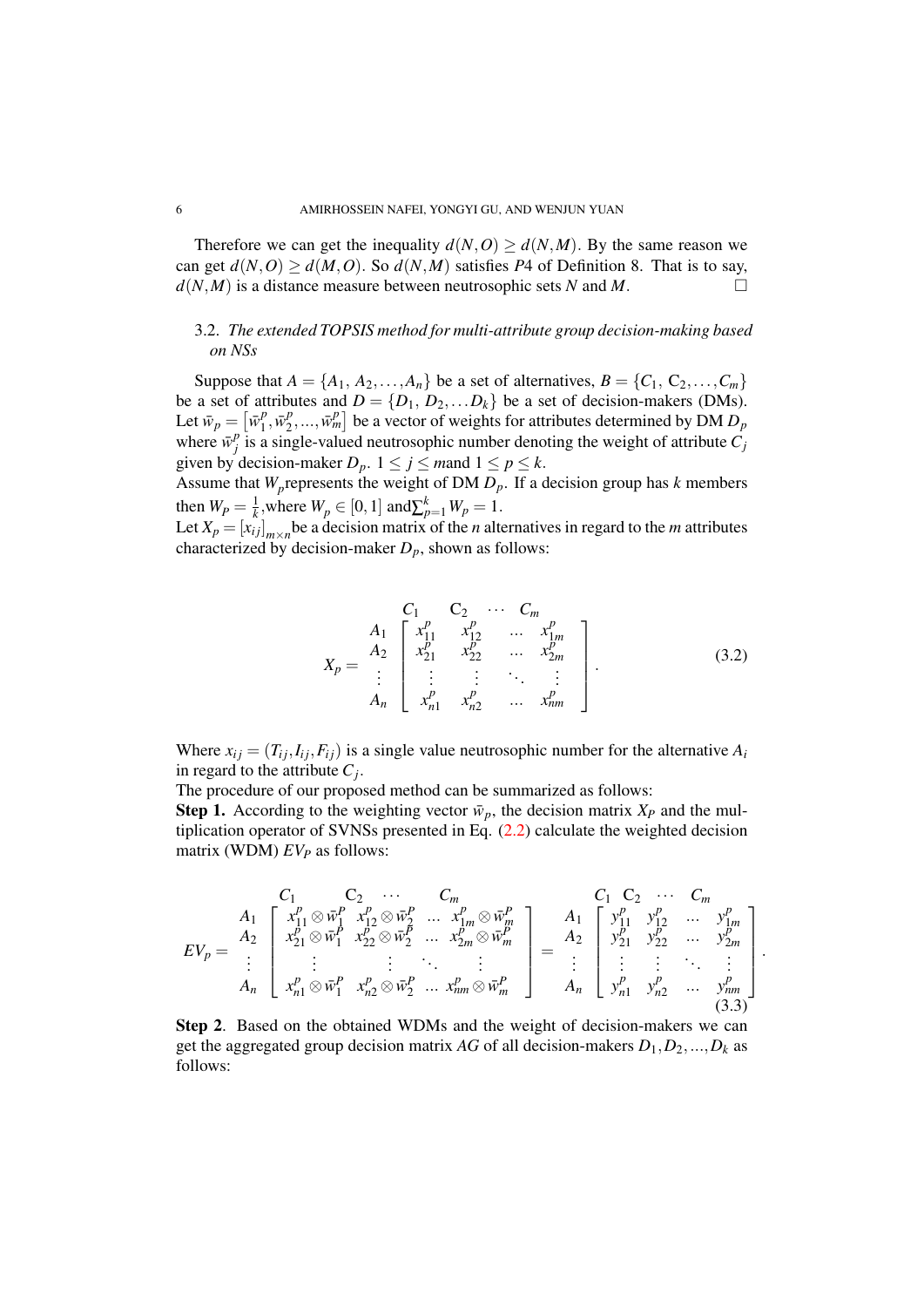Therefore we can get the inequality $d(N,O) \geq d(N,M)$. By the same reason we can get $d(N,O) \geq d(M,O)$. So $d(N,M)$ satisfies $P4$ of Definition 8. That is to say, $d(N,M)$ is a distance measure between neutrosophic sets $N$ and $M$. □

### 3.2. *The extended TOPSIS method for multi-attribute group decision-making based on NSs*

Suppose that $A = \{A_1, A_2, \ldots, A_n\}$ be a set of alternatives, $B = \{C_1, C_2, \ldots, C_m\}$ be a set of attributes and $D = \{D_1, D_2, \ldots D_k\}$ be a set of decision-makers (DMs). Let $\bar{w}_p = \left[\bar{w}_1^p, \bar{w}_2^p, \ldots, \bar{w}_m^p\right]$ be a vector of weights for attributes determined by DM $D_p$ where $\bar{w}_j^p$ is a single-valued neutrosophic number denoting the weight of attribute $C_j$ given by decision-maker $D_p$. $1 \leq j \leq m$and $1 \leq p \leq k$.
Assume that $W_p$represents the weight of DM $D_p$. If a decision group has $k$ members then $W_P = \frac{1}{k}$,where $W_p \in [0,1]$ and$\sum_{p=1}^{k} W_p = 1$.
Let $X_p = [x_{ij}]_{m\times n}$be a decision matrix of the $n$ alternatives in regard to the $m$ attributes characterized by decision-maker $D_p$, shown as follows:

$$X_p = \begin{array}{c} \\ A_1 \\ A_2 \\ \vdots \\ A_n \end{array} \begin{array}{c} \begin{array}{cccc} C_1 & C_2 & \cdots & C_m \end{array} \\ \left[\begin{array}{cccc} x_{11}^p & x_{12}^p & \ldots & x_{1m}^p \\ x_{21}^p & x_{22}^p & \ldots & x_{2m}^p \\ \vdots & \vdots & \ddots & \vdots \\ x_{n1}^p & x_{n2}^p & \ldots & x_{nm}^p \end{array}\right] \end{array}. \tag{3.2}$$

Where $x_{ij} = (T_{ij}, I_{ij}, F_{ij})$ is a single value neutrosophic number for the alternative $A_i$ in regard to the attribute $C_j$.
The procedure of our proposed method can be summarized as follows:
**Step 1.** According to the weighting vector $\bar{w}_p$, the decision matrix $X_P$ and the multiplication operator of SVNSs presented in Eq. (2.2) calculate the weighted decision matrix (WDM) $EV_P$ as follows:

$$EV_p = \begin{array}{c} \\ A_1 \\ A_2 \\ \vdots \\ A_n \end{array} \begin{array}{c} \begin{array}{cccc} C_1 & C_2 & \cdots & C_m \end{array} \\ \left[\begin{array}{cccc} x_{11}^p \otimes \bar{w}_1^P & x_{12}^p \otimes \bar{w}_2^P & \ldots & x_{1m}^p \otimes \bar{w}_m^P \\ x_{21}^p \otimes \bar{w}_1^P & x_{22}^p \otimes \bar{w}_2^P & \ldots & x_{2m}^p \otimes \bar{w}_m^P \\ \vdots & \vdots & \ddots & \vdots \\ x_{n1}^p \otimes \bar{w}_1^P & x_{n2}^p \otimes \bar{w}_2^P & \ldots & x_{nm}^p \otimes \bar{w}_m^P \end{array}\right] \end{array} = \begin{array}{c} \\ A_1 \\ A_2 \\ \vdots \\ A_n \end{array} \begin{array}{c} \begin{array}{cccc} C_1 & C_2 & \cdots & C_m \end{array} \\ \left[\begin{array}{cccc} y_{11}^p & y_{12}^p & \ldots & y_{1m}^p \\ y_{21}^p & y_{22}^p & \ldots & y_{2m}^p \\ \vdots & \vdots & \ddots & \vdots \\ y_{n1}^p & y_{n2}^p & \ldots & y_{nm}^p \end{array}\right] \end{array}. \tag{3.3}$$

**Step 2**. Based on the obtained WDMs and the weight of decision-makers we can get the aggregated group decision matrix $AG$ of all decision-makers $D_1, D_2, \ldots, D_k$ as follows: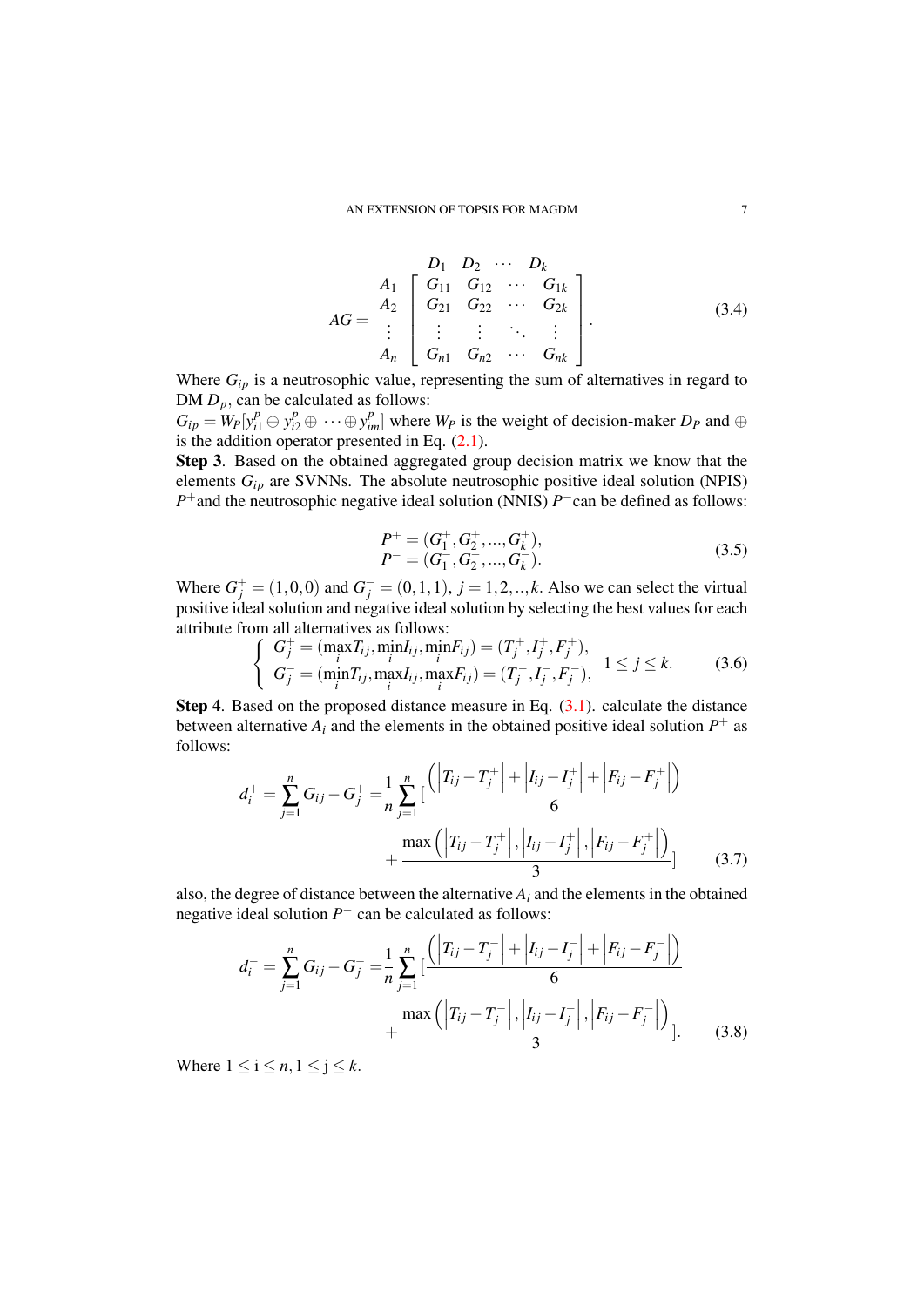$$
AG = \begin{array}{c} \\ A_1 \\ A_2 \\ \vdots \\ A_n \end{array} \begin{array}{c} \begin{array}{cccc} D_1 & D_2 & \cdots & D_k \end{array} \\ \left[ \begin{array}{cccc} G_{11} & G_{12} & \cdots & G_{1k} \\ G_{21} & G_{22} & \cdots & G_{2k} \\ \vdots & \vdots & \ddots & \vdots \\ G_{n1} & G_{n2} & \cdots & G_{nk} \end{array} \right] \end{array}. \tag{3.4}
$$

Where $G_{ip}$ is a neutrosophic value, representing the sum of alternatives in regard to DM $D_p$, can be calculated as follows:
$G_{ip} = W_P[y_{i1}^p \oplus y_{i2}^p \oplus \cdots \oplus y_{im}^p]$ where $W_P$ is the weight of decision-maker $D_P$ and $\oplus$ is the addition operator presented in Eq. (2.1).

**Step 3**. Based on the obtained aggregated group decision matrix we know that the elements $G_{ip}$ are SVNNs. The absolute neutrosophic positive ideal solution (NPIS) $P^+$and the neutrosophic negative ideal solution (NNIS) $P^-$can be defined as follows:

$$
\begin{array}{l} P^+ = (G_1^+, G_2^+, ..., G_k^+), \\ P^- = (G_1^-, G_2^-, ..., G_k^-). \end{array} \tag{3.5}
$$

Where $G_j^+ = (1,0,0)$ and $G_j^- = (0,1,1)$, $j = 1,2,..,k$. Also we can select the virtual positive ideal solution and negative ideal solution by selecting the best values for each attribute from all alternatives as follows:

$$
\begin{cases} G_j^+ = (\max\limits_i T_{ij}, \min\limits_i I_{ij}, \min\limits_i F_{ij}) = (T_j^+, I_j^+, F_j^+), \\ G_j^- = (\min\limits_i T_{ij}, \max\limits_i I_{ij}, \max\limits_i F_{ij}) = (T_j^-, I_j^-, F_j^-), \end{cases} \quad 1 \le j \le k. \tag{3.6}
$$

**Step 4**. Based on the proposed distance measure in Eq. (3.1). calculate the distance between alternative $A_i$ and the elements in the obtained positive ideal solution $P^+$ as follows:

$$
\begin{aligned} d_i^+ = \sum_{j=1}^{n} G_{ij} - G_j^+ = & \frac{1}{n} \sum_{j=1}^{n} [\frac{\left(\left|T_{ij} - T_j^+\right| + \left|I_{ij} - I_j^+\right| + \left|F_{ij} - F_j^+\right|\right)}{6} \\ & + \frac{\max\left(\left|T_{ij} - T_j^+\right|, \left|I_{ij} - I_j^+\right|, \left|F_{ij} - F_j^+\right|\right)}{3}] \end{aligned} \tag{3.7}
$$

also, the degree of distance between the alternative $A_i$ and the elements in the obtained negative ideal solution $P^-$ can be calculated as follows:

$$
\begin{aligned} d_i^- = \sum_{j=1}^{n} G_{ij} - G_j^- = & \frac{1}{n} \sum_{j=1}^{n} [\frac{\left(\left|T_{ij} - T_j^-\right| + \left|I_{ij} - I_j^-\right| + \left|F_{ij} - F_j^-\right|\right)}{6} \\ & + \frac{\max\left(\left|T_{ij} - T_j^-\right|, \left|I_{ij} - I_j^-\right|, \left|F_{ij} - F_j^-\right|\right)}{3}]. \end{aligned} \tag{3.8}
$$

Where $1 \le \mathrm{i} \le n, 1 \le \mathrm{j} \le k$.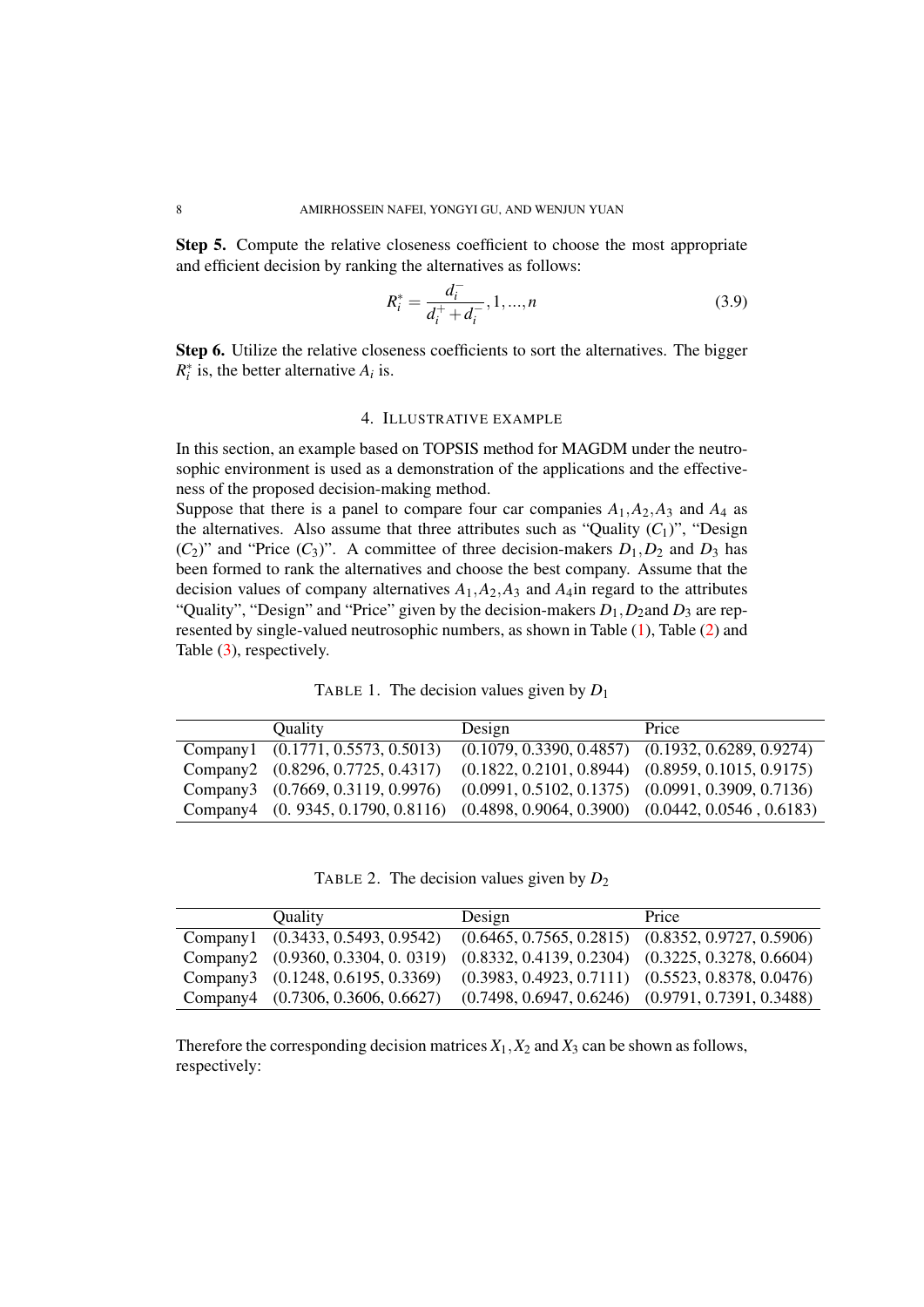**Step 5.** Compute the relative closeness coefficient to choose the most appropriate and efficient decision by ranking the alternatives as follows:

$$R_i^* = \frac{d_i^-}{d_i^+ + d_i^-}, 1, ..., n \tag{3.9}$$

**Step 6.** Utilize the relative closeness coefficients to sort the alternatives. The bigger $R_i^*$ is, the better alternative $A_i$ is.

## 4. Illustrative example

In this section, an example based on TOPSIS method for MAGDM under the neutrosophic environment is used as a demonstration of the applications and the effectiveness of the proposed decision-making method.
Suppose that there is a panel to compare four car companies $A_1, A_2, A_3$ and $A_4$ as the alternatives. Also assume that three attributes such as "Quality ($C_1$)", "Design ($C_2$)" and "Price ($C_3$)". A committee of three decision-makers $D_1, D_2$ and $D_3$ has been formed to rank the alternatives and choose the best company. Assume that the decision values of company alternatives $A_1, A_2, A_3$ and $A_4$in regard to the attributes "Quality", "Design" and "Price" given by the decision-makers $D_1, D_2$and $D_3$ are represented by single-valued neutrosophic numbers, as shown in Table (1), Table (2) and Table (3), respectively.

TABLE 1. The decision values given by $D_1$

| | Quality | Design | Price |
|---|---|---|---|
| Company1 | (0.1771, 0.5573, 0.5013) | (0.1079, 0.3390, 0.4857) | (0.1932, 0.6289, 0.9274) |
| Company2 | (0.8296, 0.7725, 0.4317) | (0.1822, 0.2101, 0.8944) | (0.8959, 0.1015, 0.9175) |
| Company3 | (0.7669, 0.3119, 0.9976) | (0.0991, 0.5102, 0.1375) | (0.0991, 0.3909, 0.7136) |
| Company4 | (0. 9345, 0.1790, 0.8116) | (0.4898, 0.9064, 0.3900) | (0.0442, 0.0546 , 0.6183) |

TABLE 2. The decision values given by $D_2$

| | Quality | Design | Price |
|---|---|---|---|
| Company1 | (0.3433, 0.5493, 0.9542) | (0.6465, 0.7565, 0.2815) | (0.8352, 0.9727, 0.5906) |
| Company2 | (0.9360, 0.3304, 0. 0319) | (0.8332, 0.4139, 0.2304) | (0.3225, 0.3278, 0.6604) |
| Company3 | (0.1248, 0.6195, 0.3369) | (0.3983, 0.4923, 0.7111) | (0.5523, 0.8378, 0.0476) |
| Company4 | (0.7306, 0.3606, 0.6627) | (0.7498, 0.6947, 0.6246) | (0.9791, 0.7391, 0.3488) |

Therefore the corresponding decision matrices $X_1, X_2$ and $X_3$ can be shown as follows, respectively: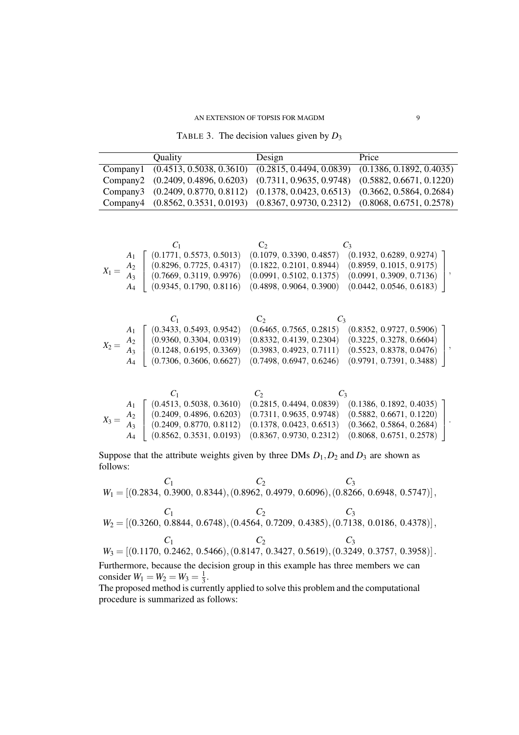TABLE 3. The decision values given by $D_3$

| | Quality | Design | Price |
|---|---|---|---|
| Company1 | (0.4513, 0.5038, 0.3610) | (0.2815, 0.4494, 0.0839) | (0.1386, 0.1892, 0.4035) |
| Company2 | (0.2409, 0.4896, 0.6203) | (0.7311, 0.9635, 0.9748) | (0.5882, 0.6671, 0.1220) |
| Company3 | (0.2409, 0.8770, 0.8112) | (0.1378, 0.0423, 0.6513) | (0.3662, 0.5864, 0.2684) |
| Company4 | (0.8562, 0.3531, 0.0193) | (0.8367, 0.9730, 0.2312) | (0.8068, 0.6751, 0.2578) |

$$X_1 = \begin{array}{c} \\ A_1 \\ A_2 \\ A_3 \\ A_4 \end{array} \begin{array}{c} \begin{array}{ccc} \quad C_1 \quad & \quad C_2 \quad & \quad C_3 \quad \end{array} \\ \left[ \begin{array}{ccc} (0.1771,\ 0.5573,\ 0.5013) & (0.1079,\ 0.3390,\ 0.4857) & (0.1932,\ 0.6289,\ 0.9274) \\ (0.8296,\ 0.7725,\ 0.4317) & (0.1822,\ 0.2101,\ 0.8944) & (0.8959,\ 0.1015,\ 0.9175) \\ (0.7669,\ 0.3119,\ 0.9976) & (0.0991,\ 0.5102,\ 0.1375) & (0.0991,\ 0.3909,\ 0.7136) \\ (0.9345,\ 0.1790,\ 0.8116) & (0.4898,\ 0.9064,\ 0.3900) & (0.0442,\ 0.0546,\ 0.6183) \end{array} \right] \end{array},$$

$$X_2 = \begin{array}{c} \\ A_1 \\ A_2 \\ A_3 \\ A_4 \end{array} \begin{array}{c} \begin{array}{ccc} \quad C_1 \quad & \quad C_2 \quad & \quad C_3 \quad \end{array} \\ \left[ \begin{array}{ccc} (0.3433,\ 0.5493,\ 0.9542) & (0.6465,\ 0.7565,\ 0.2815) & (0.8352,\ 0.9727,\ 0.5906) \\ (0.9360,\ 0.3304,\ 0.0319) & (0.8332,\ 0.4139,\ 0.2304) & (0.3225,\ 0.3278,\ 0.6604) \\ (0.1248,\ 0.6195,\ 0.3369) & (0.3983,\ 0.4923,\ 0.7111) & (0.5523,\ 0.8378,\ 0.0476) \\ (0.7306,\ 0.3606,\ 0.6627) & (0.7498,\ 0.6947,\ 0.6246) & (0.9791,\ 0.7391,\ 0.3488) \end{array} \right] \end{array},$$

$$X_3 = \begin{array}{c} \\ A_1 \\ A_2 \\ A_3 \\ A_4 \end{array} \begin{array}{c} \begin{array}{ccc} \quad C_1 \quad & \quad C_2 \quad & \quad C_3 \quad \end{array} \\ \left[ \begin{array}{ccc} (0.4513,\ 0.5038,\ 0.3610) & (0.2815,\ 0.4494,\ 0.0839) & (0.1386,\ 0.1892,\ 0.4035) \\ (0.2409,\ 0.4896,\ 0.6203) & (0.7311,\ 0.9635,\ 0.9748) & (0.5882,\ 0.6671,\ 0.1220) \\ (0.2409,\ 0.8770,\ 0.8112) & (0.1378,\ 0.0423,\ 0.6513) & (0.3662,\ 0.5864,\ 0.2684) \\ (0.8562,\ 0.3531,\ 0.0193) & (0.8367,\ 0.9730,\ 0.2312) & (0.8068,\ 0.6751,\ 0.2578) \end{array} \right] \end{array}.$$

Suppose that the attribute weights given by three DMs $D_1, D_2$ and $D_3$ are shown as follows:

$$W_1 = [\overset{C_1}{(0.2834,\ 0.3900,\ 0.8344)}, \overset{C_2}{(0.8962,\ 0.4979,\ 0.6096)}, \overset{C_3}{(0.8266,\ 0.6948,\ 0.5747)}],$$

$$W_2 = [\overset{C_1}{(0.3260,\ 0.8844,\ 0.6748)}, \overset{C_2}{(0.4564,\ 0.7209,\ 0.4385)}, \overset{C_3}{(0.7138,\ 0.0186,\ 0.4378)}],$$

$$W_3 = [\overset{C_1}{(0.1170,\ 0.2462,\ 0.5466)}, \overset{C_2}{(0.8147,\ 0.3427,\ 0.5619)}, \overset{C_3}{(0.3249,\ 0.3757,\ 0.3958)}].$$

Furthermore, because the decision group in this example has three members we can consider $W_1 = W_2 = W_3 = \frac{1}{3}$.

The proposed method is currently applied to solve this problem and the computational procedure is summarized as follows: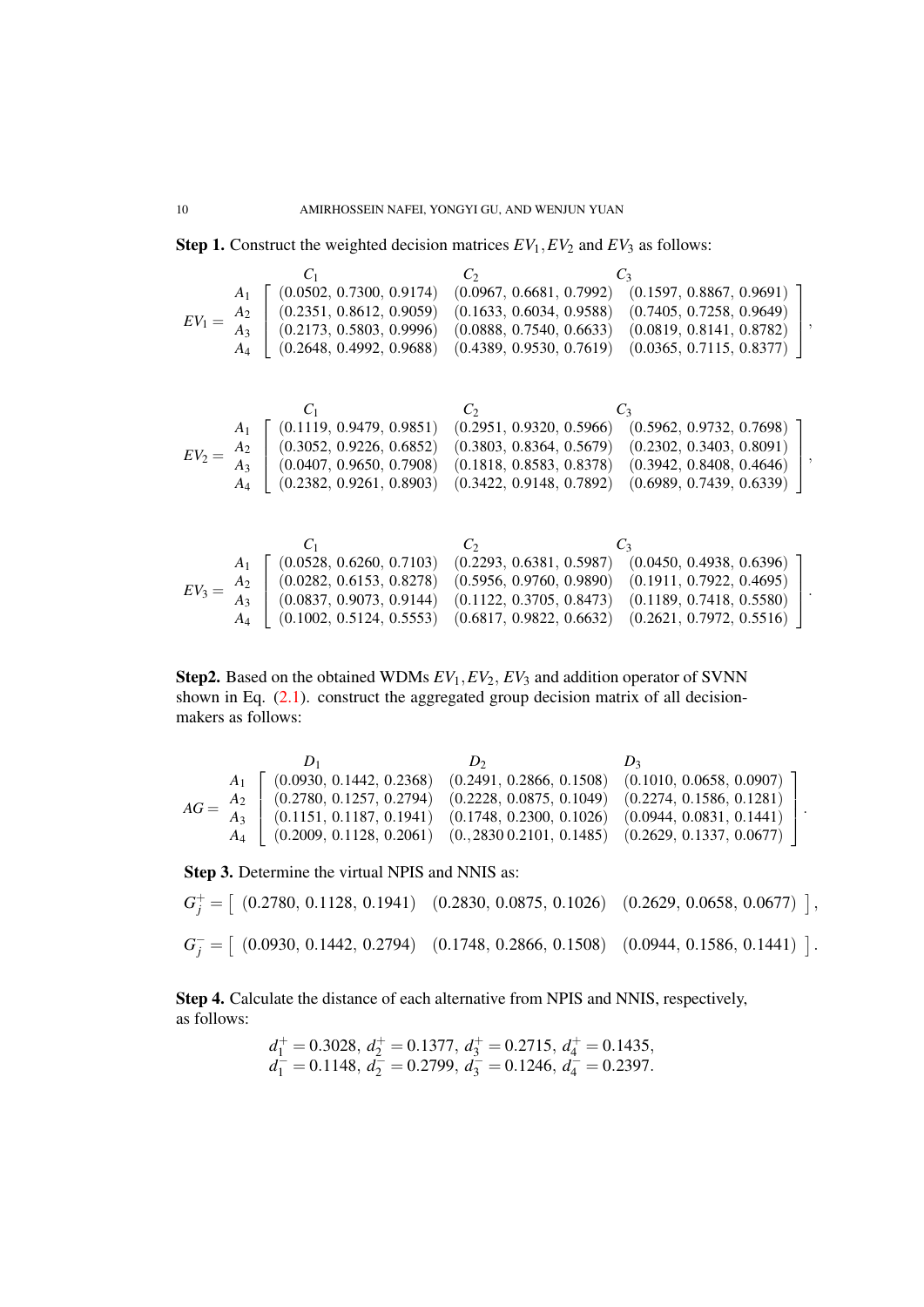**Step 1.** Construct the weighted decision matrices $EV_1, EV_2$ and $EV_3$ as follows:

$$EV_1 = \begin{array}{c} \\ A_1 \\ A_2 \\ A_3 \\ A_4 \end{array} \begin{array}{c} \begin{array}{ccc} C_1 & C_2 & C_3 \end{array} \\ \left[ \begin{array}{ccc} (0.0502,\ 0.7300,\ 0.9174) & (0.0967,\ 0.6681,\ 0.7992) & (0.1597,\ 0.8867,\ 0.9691) \\ (0.2351,\ 0.8612,\ 0.9059) & (0.1633,\ 0.6034,\ 0.9588) & (0.7405,\ 0.7258,\ 0.9649) \\ (0.2173,\ 0.5803,\ 0.9996) & (0.0888,\ 0.7540,\ 0.6633) & (0.0819,\ 0.8141,\ 0.8782) \\ (0.2648,\ 0.4992,\ 0.9688) & (0.4389,\ 0.9530,\ 0.7619) & (0.0365,\ 0.7115,\ 0.8377) \end{array} \right] \end{array},$$

$$EV_2 = \begin{array}{c} \\ A_1 \\ A_2 \\ A_3 \\ A_4 \end{array} \begin{array}{c} \begin{array}{ccc} C_1 & C_2 & C_3 \end{array} \\ \left[ \begin{array}{ccc} (0.1119,\ 0.9479,\ 0.9851) & (0.2951,\ 0.9320,\ 0.5966) & (0.5962,\ 0.9732,\ 0.7698) \\ (0.3052,\ 0.9226,\ 0.6852) & (0.3803,\ 0.8364,\ 0.5679) & (0.2302,\ 0.3403,\ 0.8091) \\ (0.0407,\ 0.9650,\ 0.7908) & (0.1818,\ 0.8583,\ 0.8378) & (0.3942,\ 0.8408,\ 0.4646) \\ (0.2382,\ 0.9261,\ 0.8903) & (0.3422,\ 0.9148,\ 0.7892) & (0.6989,\ 0.7439,\ 0.6339) \end{array} \right] \end{array},$$

$$EV_3 = \begin{array}{c} \\ A_1 \\ A_2 \\ A_3 \\ A_4 \end{array} \begin{array}{c} \begin{array}{ccc} C_1 & C_2 & C_3 \end{array} \\ \left[ \begin{array}{ccc} (0.0528,\ 0.6260,\ 0.7103) & (0.2293,\ 0.6381,\ 0.5987) & (0.0450,\ 0.4938,\ 0.6396) \\ (0.0282,\ 0.6153,\ 0.8278) & (0.5956,\ 0.9760,\ 0.9890) & (0.1911,\ 0.7922,\ 0.4695) \\ (0.0837,\ 0.9073,\ 0.9144) & (0.1122,\ 0.3705,\ 0.8473) & (0.1189,\ 0.7418,\ 0.5580) \\ (0.1002,\ 0.5124,\ 0.5553) & (0.6817,\ 0.9822,\ 0.6632) & (0.2621,\ 0.7972,\ 0.5516) \end{array} \right] \end{array}.$$

**Step2.** Based on the obtained WDMs $EV_1, EV_2$, $EV_3$ and addition operator of SVNN shown in Eq. (2.1). construct the aggregated group decision matrix of all decision-makers as follows:

$$AG = \begin{array}{c} \\ A_1 \\ A_2 \\ A_3 \\ A_4 \end{array} \begin{array}{c} \begin{array}{ccc} D_1 & D_2 & D_3 \end{array} \\ \left[ \begin{array}{ccc} (0.0930,\ 0.1442,\ 0.2368) & (0.2491,\ 0.2866,\ 0.1508) & (0.1010,\ 0.0658,\ 0.0907) \\ (0.2780,\ 0.1257,\ 0.2794) & (0.2228,\ 0.0875,\ 0.1049) & (0.2274,\ 0.1586,\ 0.1281) \\ (0.1151,\ 0.1187,\ 0.1941) & (0.1748,\ 0.2300,\ 0.1026) & (0.0944,\ 0.0831,\ 0.1441) \\ (0.2009,\ 0.1128,\ 0.2061) & (0.,2830\ 0.2101,\ 0.1485) & (0.2629,\ 0.1337,\ 0.0677) \end{array} \right] \end{array}.$$

**Step 3.** Determine the virtual NPIS and NNIS as:

$$G_j^+ = \left[\ (0.2780,\ 0.1128,\ 0.1941) \quad (0.2830,\ 0.0875,\ 0.1026) \quad (0.2629,\ 0.0658,\ 0.0677)\ \right],$$

$$G_j^- = \left[\ (0.0930,\ 0.1442,\ 0.2794) \quad (0.1748,\ 0.2866,\ 0.1508) \quad (0.0944,\ 0.1586,\ 0.1441)\ \right].$$

**Step 4.** Calculate the distance of each alternative from NPIS and NNIS, respectively, as follows:

$$d_1^+ = 0.3028,\ d_2^+ = 0.1377,\ d_3^+ = 0.2715,\ d_4^+ = 0.1435,$$
$$d_1^- = 0.1148,\ d_2^- = 0.2799,\ d_3^- = 0.1246,\ d_4^- = 0.2397.$$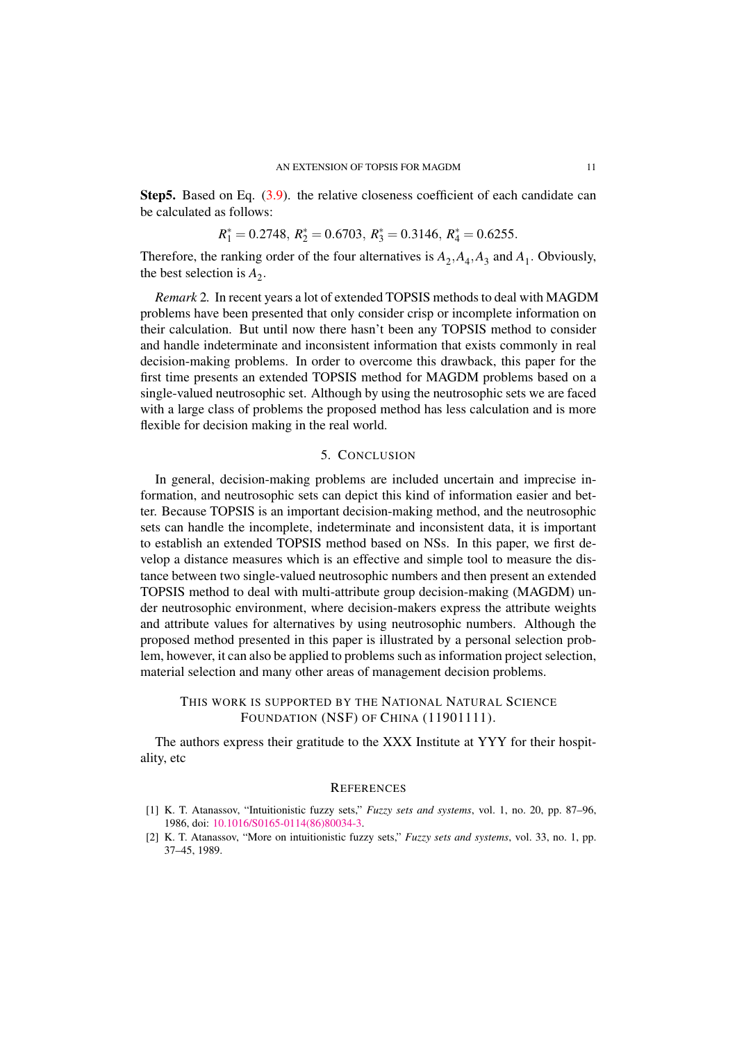**Step5.** Based on Eq. (3.9). the relative closeness coefficient of each candidate can be calculated as follows:

$$R_1^* = 0.2748,\ R_2^* = 0.6703,\ R_3^* = 0.3146,\ R_4^* = 0.6255.$$

Therefore, the ranking order of the four alternatives is $A_2, A_4, A_3$ and $A_1$. Obviously, the best selection is $A_2$.

*Remark* 2. In recent years a lot of extended TOPSIS methods to deal with MAGDM problems have been presented that only consider crisp or incomplete information on their calculation. But until now there hasn't been any TOPSIS method to consider and handle indeterminate and inconsistent information that exists commonly in real decision-making problems. In order to overcome this drawback, this paper for the first time presents an extended TOPSIS method for MAGDM problems based on a single-valued neutrosophic set. Although by using the neutrosophic sets we are faced with a large class of problems the proposed method has less calculation and is more flexible for decision making in the real world.

## 5. Conclusion

In general, decision-making problems are included uncertain and imprecise information, and neutrosophic sets can depict this kind of information easier and better. Because TOPSIS is an important decision-making method, and the neutrosophic sets can handle the incomplete, indeterminate and inconsistent data, it is important to establish an extended TOPSIS method based on NSs. In this paper, we first develop a distance measures which is an effective and simple tool to measure the distance between two single-valued neutrosophic numbers and then present an extended TOPSIS method to deal with multi-attribute group decision-making (MAGDM) under neutrosophic environment, where decision-makers express the attribute weights and attribute values for alternatives by using neutrosophic numbers. Although the proposed method presented in this paper is illustrated by a personal selection problem, however, it can also be applied to problems such as information project selection, material selection and many other areas of management decision problems.

### This work is supported by the National Natural Science Foundation (NSF) of China (11901111).

The authors express their gratitude to the XXX Institute at YYY for their hospitality, etc

## References

[1] K. T. Atanassov, "Intuitionistic fuzzy sets," *Fuzzy sets and systems*, vol. 1, no. 20, pp. 87–96, 1986, doi: 10.1016/S0165-0114(86)80034-3.

[2] K. T. Atanassov, "More on intuitionistic fuzzy sets," *Fuzzy sets and systems*, vol. 33, no. 1, pp. 37–45, 1989.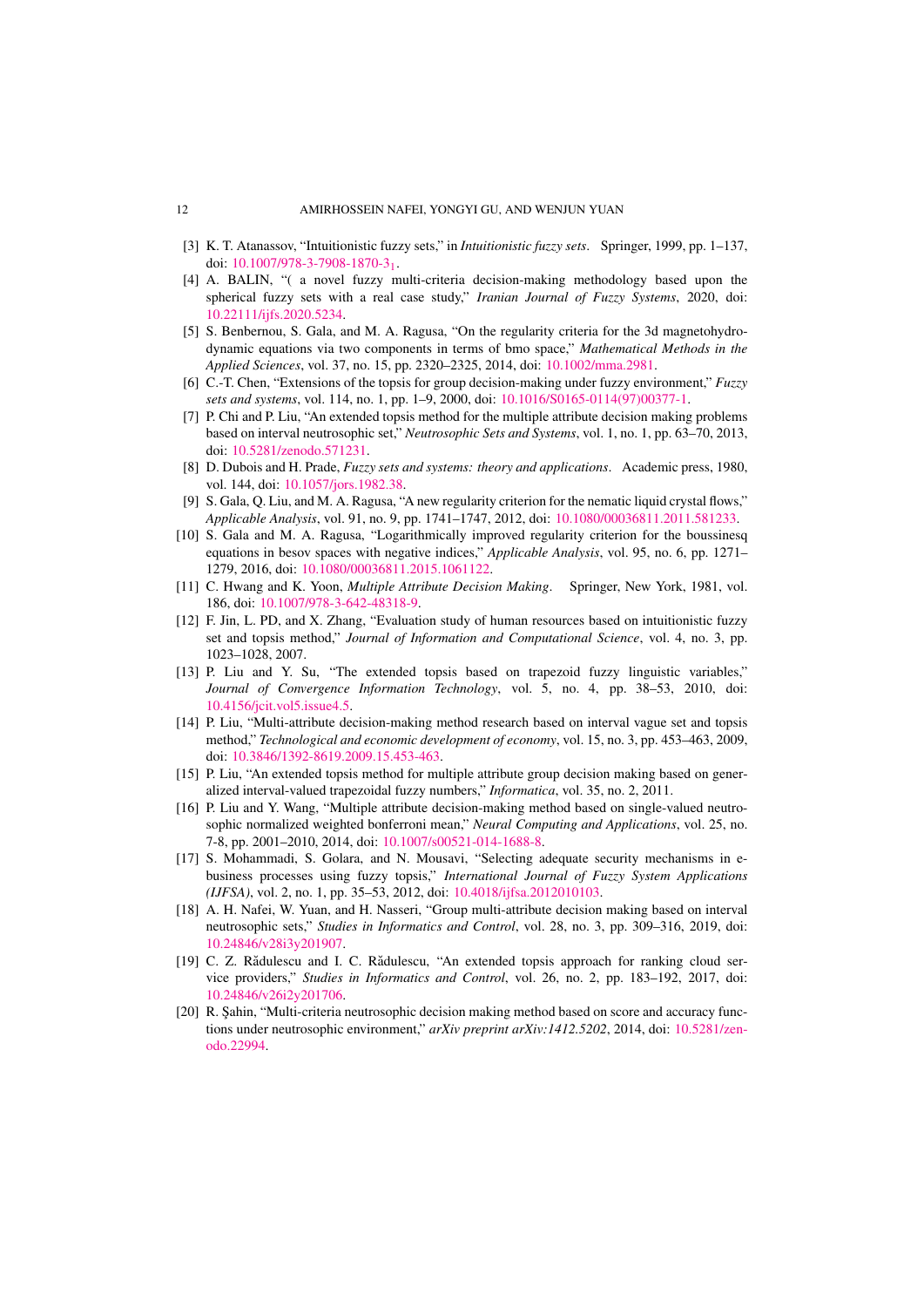[3] K. T. Atanassov, "Intuitionistic fuzzy sets," in *Intuitionistic fuzzy sets*. Springer, 1999, pp. 1–137, doi: 10.1007/978-3-7908-1870-3_1.

[4] A. BALIN, "( a novel fuzzy multi-criteria decision-making methodology based upon the spherical fuzzy sets with a real case study," *Iranian Journal of Fuzzy Systems*, 2020, doi: 10.22111/ijfs.2020.5234.

[5] S. Benbernou, S. Gala, and M. A. Ragusa, "On the regularity criteria for the 3d magnetohydrodynamic equations via two components in terms of bmo space," *Mathematical Methods in the Applied Sciences*, vol. 37, no. 15, pp. 2320–2325, 2014, doi: 10.1002/mma.2981.

[6] C.-T. Chen, "Extensions of the topsis for group decision-making under fuzzy environment," *Fuzzy sets and systems*, vol. 114, no. 1, pp. 1–9, 2000, doi: 10.1016/S0165-0114(97)00377-1.

[7] P. Chi and P. Liu, "An extended topsis method for the multiple attribute decision making problems based on interval neutrosophic set," *Neutrosophic Sets and Systems*, vol. 1, no. 1, pp. 63–70, 2013, doi: 10.5281/zenodo.571231.

[8] D. Dubois and H. Prade, *Fuzzy sets and systems: theory and applications*. Academic press, 1980, vol. 144, doi: 10.1057/jors.1982.38.

[9] S. Gala, Q. Liu, and M. A. Ragusa, "A new regularity criterion for the nematic liquid crystal flows," *Applicable Analysis*, vol. 91, no. 9, pp. 1741–1747, 2012, doi: 10.1080/00036811.2011.581233.

[10] S. Gala and M. A. Ragusa, "Logarithmically improved regularity criterion for the boussinesq equations in besov spaces with negative indices," *Applicable Analysis*, vol. 95, no. 6, pp. 1271–1279, 2016, doi: 10.1080/00036811.2015.1061122.

[11] C. Hwang and K. Yoon, *Multiple Attribute Decision Making*. Springer, New York, 1981, vol. 186, doi: 10.1007/978-3-642-48318-9.

[12] F. Jin, L. PD, and X. Zhang, "Evaluation study of human resources based on intuitionistic fuzzy set and topsis method," *Journal of Information and Computational Science*, vol. 4, no. 3, pp. 1023–1028, 2007.

[13] P. Liu and Y. Su, "The extended topsis based on trapezoid fuzzy linguistic variables," *Journal of Convergence Information Technology*, vol. 5, no. 4, pp. 38–53, 2010, doi: 10.4156/jcit.vol5.issue4.5.

[14] P. Liu, "Multi-attribute decision-making method research based on interval vague set and topsis method," *Technological and economic development of economy*, vol. 15, no. 3, pp. 453–463, 2009, doi: 10.3846/1392-8619.2009.15.453-463.

[15] P. Liu, "An extended topsis method for multiple attribute group decision making based on generalized interval-valued trapezoidal fuzzy numbers," *Informatica*, vol. 35, no. 2, 2011.

[16] P. Liu and Y. Wang, "Multiple attribute decision-making method based on single-valued neutrosophic normalized weighted bonferroni mean," *Neural Computing and Applications*, vol. 25, no. 7-8, pp. 2001–2010, 2014, doi: 10.1007/s00521-014-1688-8.

[17] S. Mohammadi, S. Golara, and N. Mousavi, "Selecting adequate security mechanisms in e-business processes using fuzzy topsis," *International Journal of Fuzzy System Applications (IJFSA)*, vol. 2, no. 1, pp. 35–53, 2012, doi: 10.4018/ijfsa.2012010103.

[18] A. H. Nafei, W. Yuan, and H. Nasseri, "Group multi-attribute decision making based on interval neutrosophic sets," *Studies in Informatics and Control*, vol. 28, no. 3, pp. 309–316, 2019, doi: 10.24846/v28i3y201907.

[19] C. Z. Rădulescu and I. C. Rădulescu, "An extended topsis approach for ranking cloud service providers," *Studies in Informatics and Control*, vol. 26, no. 2, pp. 183–192, 2017, doi: 10.24846/v26i2y201706.

[20] R. Şahin, "Multi-criteria neutrosophic decision making method based on score and accuracy functions under neutrosophic environment," *arXiv preprint arXiv:1412.5202*, 2014, doi: 10.5281/zenodo.22994.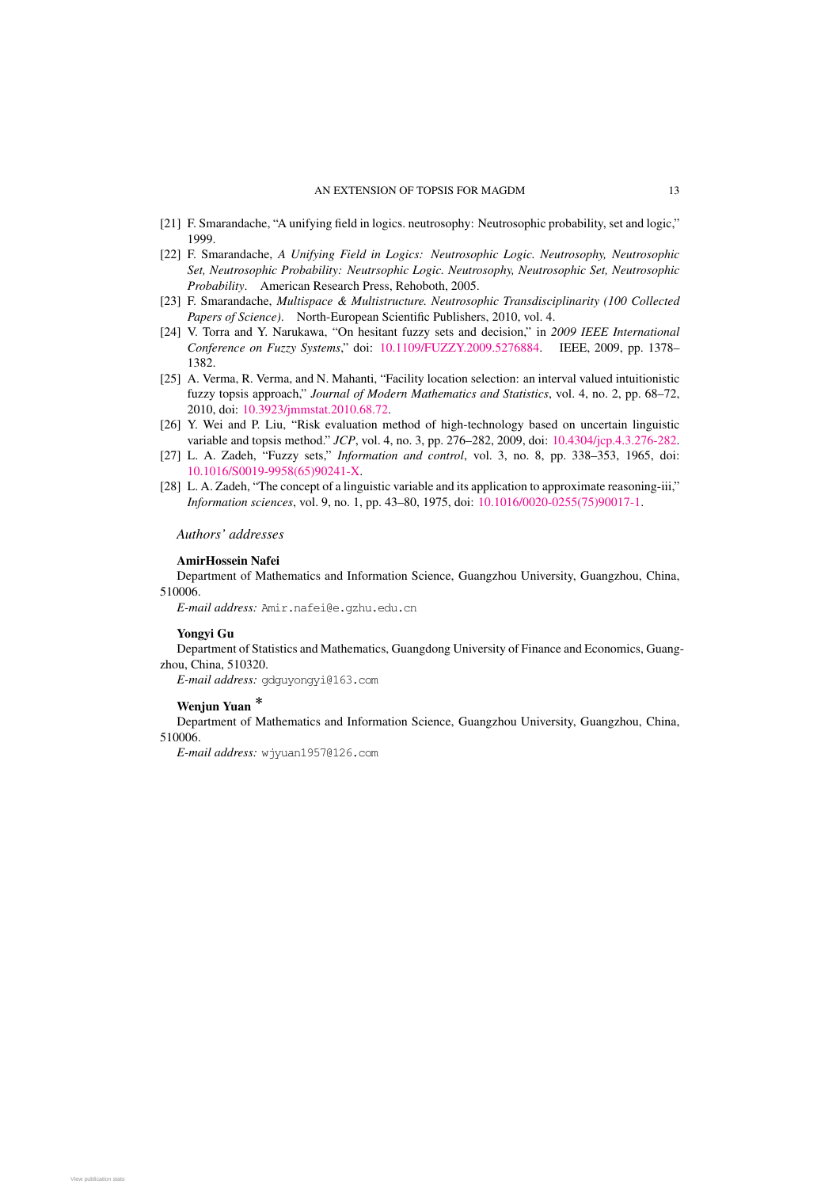[21] F. Smarandache, "A unifying field in logics. neutrosophy: Neutrosophic probability, set and logic," 1999.

[22] F. Smarandache, *A Unifying Field in Logics: Neutrosophic Logic. Neutrosophy, Neutrosophic Set, Neutrosophic Probability: Neutrsophic Logic. Neutrosophy, Neutrosophic Set, Neutrosophic Probability*. American Research Press, Rehoboth, 2005.

[23] F. Smarandache, *Multispace & Multistructure. Neutrosophic Transdisciplinarity (100 Collected Papers of Science)*. North-European Scientific Publishers, 2010, vol. 4.

[24] V. Torra and Y. Narukawa, "On hesitant fuzzy sets and decision," in *2009 IEEE International Conference on Fuzzy Systems*," doi: 10.1109/FUZZY.2009.5276884. IEEE, 2009, pp. 1378–1382.

[25] A. Verma, R. Verma, and N. Mahanti, "Facility location selection: an interval valued intuitionistic fuzzy topsis approach," *Journal of Modern Mathematics and Statistics*, vol. 4, no. 2, pp. 68–72, 2010, doi: 10.3923/jmmstat.2010.68.72.

[26] Y. Wei and P. Liu, "Risk evaluation method of high-technology based on uncertain linguistic variable and topsis method." *JCP*, vol. 4, no. 3, pp. 276–282, 2009, doi: 10.4304/jcp.4.3.276-282.

[27] L. A. Zadeh, "Fuzzy sets," *Information and control*, vol. 3, no. 8, pp. 338–353, 1965, doi: 10.1016/S0019-9958(65)90241-X.

[28] L. A. Zadeh, "The concept of a linguistic variable and its application to approximate reasoning-iii," *Information sciences*, vol. 9, no. 1, pp. 43–80, 1975, doi: 10.1016/0020-0255(75)90017-1.

*Authors' addresses*

**AmirHossein Nafei**

Department of Mathematics and Information Science, Guangzhou University, Guangzhou, China, 510006.

*E-mail address:* Amir.nafei@e.gzhu.edu.cn

**Yongyi Gu**

Department of Statistics and Mathematics, Guangdong University of Finance and Economics, Guangzhou, China, 510320.

*E-mail address:* gdguyongyi@163.com

**Wenjun Yuan** *

Department of Mathematics and Information Science, Guangzhou University, Guangzhou, China, 510006.

*E-mail address:* wjyuan1957@126.com